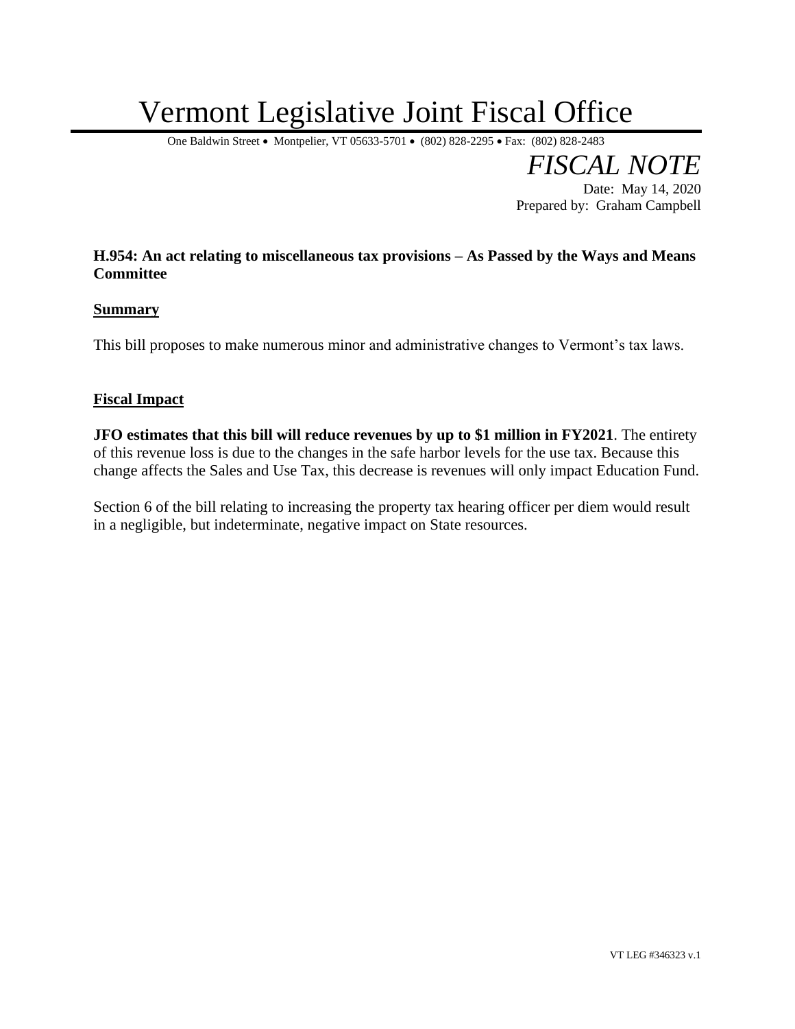# Vermont Legislative Joint Fiscal Office

One Baldwin Street • Montpelier, VT 05633-5701 • (802) 828-2295 • Fax: (802) 828-2483

## *FISCAL NOTE*

Date: May 14, 2020
Prepared by: Graham Campbell

**H.954: An act relating to miscellaneous tax provisions – As Passed by the Ways and Means Committee**

**Summary**

This bill proposes to make numerous minor and administrative changes to Vermont's tax laws.

**Fiscal Impact**

**JFO estimates that this bill will reduce revenues by up to $1 million in FY2021**. The entirety of this revenue loss is due to the changes in the safe harbor levels for the use tax. Because this change affects the Sales and Use Tax, this decrease is revenues will only impact Education Fund.

Section 6 of the bill relating to increasing the property tax hearing officer per diem would result in a negligible, but indeterminate, negative impact on State resources.

VT LEG #346323 v.1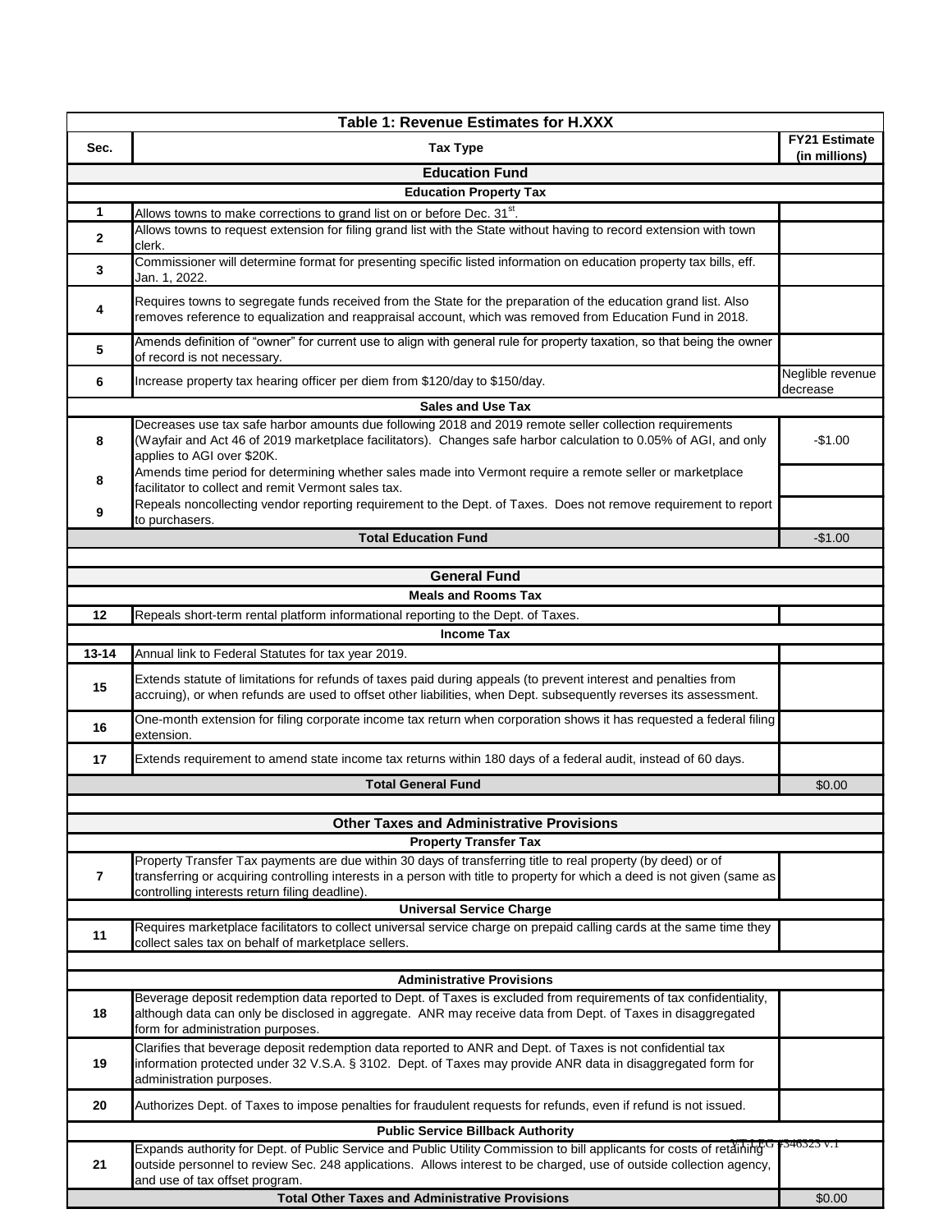| Table 1: Revenue Estimates for H.XXX | | |
|---|---|---|
| **Sec.** | **Tax Type** | **FY21 Estimate (in millions)** |
| | **Education Fund** | |
| | **Education Property Tax** | |
| 1 | Allows towns to make corrections to grand list on or before Dec. 31st. | |
| 2 | Allows towns to request extension for filing grand list with the State without having to record extension with town clerk. | |
| 3 | Commissioner will determine format for presenting specific listed information on education property tax bills, eff. Jan. 1, 2022. | |
| 4 | Requires towns to segregate funds received from the State for the preparation of the education grand list. Also removes reference to equalization and reappraisal account, which was removed from Education Fund in 2018. | |
| 5 | Amends definition of "owner" for current use to align with general rule for property taxation, so that being the owner of record is not necessary. | |
| 6 | Increase property tax hearing officer per diem from $120/day to $150/day. | Neglible revenue decrease |
| | **Sales and Use Tax** | |
| 8 | Decreases use tax safe harbor amounts due following 2018 and 2019 remote seller collection requirements (Wayfair and Act 46 of 2019 marketplace facilitators). Changes safe harbor calculation to 0.05% of AGI, and only applies to AGI over $20K. | -$1.00 |
| 8 | Amends time period for determining whether sales made into Vermont require a remote seller or marketplace facilitator to collect and remit Vermont sales tax. | |
| 9 | Repeals noncollecting vendor reporting requirement to the Dept. of Taxes. Does not remove requirement to report to purchasers. | |
| | **Total Education Fund** | -$1.00 |
| | | |
| | **General Fund** | |
| | **Meals and Rooms Tax** | |
| 12 | Repeals short-term rental platform informational reporting to the Dept. of Taxes. | |
| | **Income Tax** | |
| 13-14 | Annual link to Federal Statutes for tax year 2019. | |
| 15 | Extends statute of limitations for refunds of taxes paid during appeals (to prevent interest and penalties from accruing), or when refunds are used to offset other liabilities, when Dept. subsequently reverses its assessment. | |
| 16 | One-month extension for filing corporate income tax return when corporation shows it has requested a federal filing extension. | |
| 17 | Extends requirement to amend state income tax returns within 180 days of a federal audit, instead of 60 days. | |
| | **Total General Fund** | $0.00 |
| | | |
| | **Other Taxes and Administrative Provisions** | |
| | **Property Transfer Tax** | |
| 7 | Property Transfer Tax payments are due within 30 days of transferring title to real property (by deed) or of transferring or acquiring controlling interests in a person with title to property for which a deed is not given (same as controlling interests return filing deadline). | |
| | **Universal Service Charge** | |
| 11 | Requires marketplace facilitators to collect universal service charge on prepaid calling cards at the same time they collect sales tax on behalf of marketplace sellers. | |
| | | |
| | **Administrative Provisions** | |
| 18 | Beverage deposit redemption data reported to Dept. of Taxes is excluded from requirements of tax confidentiality, although data can only be disclosed in aggregate. ANR may receive data from Dept. of Taxes in disaggregated form for administration purposes. | |
| 19 | Clarifies that beverage deposit redemption data reported to ANR and Dept. of Taxes is not confidential tax information protected under 32 V.S.A. § 3102. Dept. of Taxes may provide ANR data in disaggregated form for administration purposes. | |
| 20 | Authorizes Dept. of Taxes to impose penalties for fraudulent requests for refunds, even if refund is not issued. | |
| | **Public Service Billback Authority** | |
| 21 | Expands authority for Dept. of Public Service and Public Utility Commission to bill applicants for costs of retaining outside personnel to review Sec. 248 applications. Allows interest to be charged, use of outside collection agency, and use of tax offset program. | |
| | **Total Other Taxes and Administrative Provisions** | $0.00 |